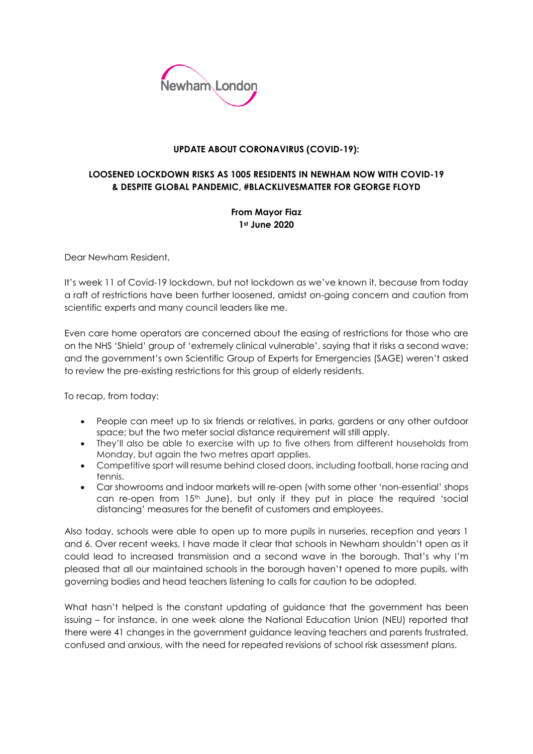Newham London

**UPDATE ABOUT CORONAVIRUS (COVID-19):**

**LOOSENED LOCKDOWN RISKS AS 1005 RESIDENTS IN NEWHAM NOW WITH COVID-19 & DESPITE GLOBAL PANDEMIC, #BLACKLIVESMATTER FOR GEORGE FLOYD**

**From Mayor Fiaz**
**1st June 2020**

Dear Newham Resident,

It's week 11 of Covid-19 lockdown, but not lockdown as we've known it, because from today a raft of restrictions have been further loosened, amidst on-going concern and caution from scientific experts and many council leaders like me.

Even care home operators are concerned about the easing of restrictions for those who are on the NHS 'Shield' group of 'extremely clinical vulnerable', saying that it risks a second wave; and the government's own Scientific Group of Experts for Emergencies (SAGE) weren't asked to review the pre-existing restrictions for this group of elderly residents.

To recap, from today:

- People can meet up to six friends or relatives, in parks, gardens or any other outdoor space; but the two meter social distance requirement will still apply.
- They'll also be able to exercise with up to five others from different households from Monday, but again the two metres apart applies.
- Competitive sport will resume behind closed doors, including football, horse racing and tennis.
- Car showrooms and indoor markets will re-open (with some other 'non-essential' shops can re-open from 15th June), but only if they put in place the required 'social distancing' measures for the benefit of customers and employees.

Also today, schools were able to open up to more pupils in nurseries, reception and years 1 and 6. Over recent weeks, I have made it clear that schools in Newham shouldn't open as it could lead to increased transmission and a second wave in the borough. That's why I'm pleased that all our maintained schools in the borough haven't opened to more pupils, with governing bodies and head teachers listening to calls for caution to be adopted.

What hasn't helped is the constant updating of guidance that the government has been issuing – for instance, in one week alone the National Education Union (NEU) reported that there were 41 changes in the government guidance leaving teachers and parents frustrated, confused and anxious, with the need for repeated revisions of school risk assessment plans.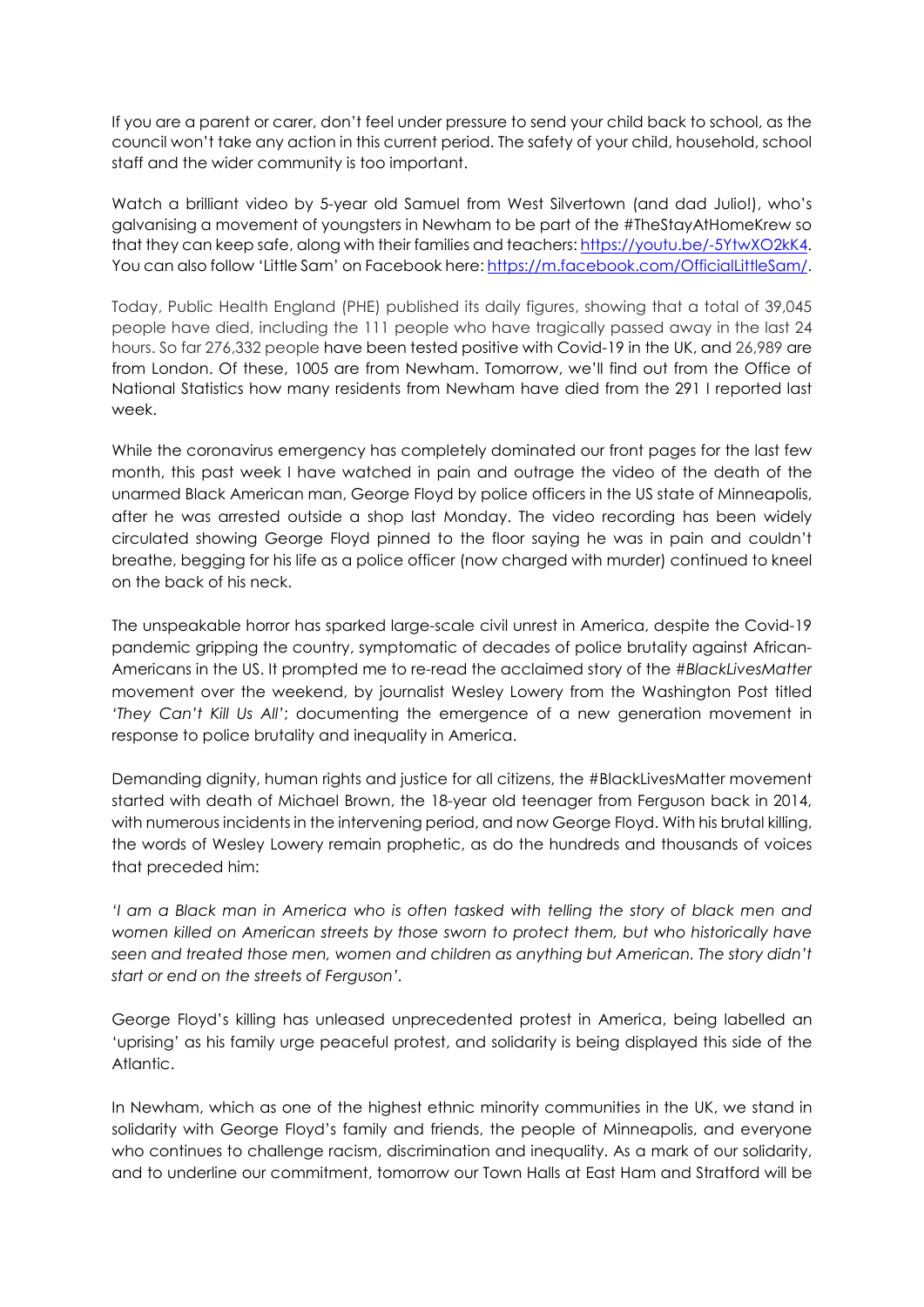If you are a parent or carer, don't feel under pressure to send your child back to school, as the council won't take any action in this current period. The safety of your child, household, school staff and the wider community is too important.

Watch a brilliant video by 5-year old Samuel from West Silvertown (and dad Julio!), who's galvanising a movement of youngsters in Newham to be part of the #TheStayAtHomeKrew so that they can keep safe, along with their families and teachers: [https://youtu.be/-5YtwXO2kK4](https://youtu.be/-5YtwXO2kK4). You can also follow 'Little Sam' on Facebook here: [https://m.facebook.com/OfficialLittleSam/](https://m.facebook.com/OfficialLittleSam/).

Today, Public Health England (PHE) published its daily figures, showing that a total of 39,045 people have died, including the 111 people who have tragically passed away in the last 24 hours. So far 276,332 people have been tested positive with Covid-19 in the UK, and 26,989 are from London. Of these, 1005 are from Newham. Tomorrow, we'll find out from the Office of National Statistics how many residents from Newham have died from the 291 I reported last week.

While the coronavirus emergency has completely dominated our front pages for the last few month, this past week I have watched in pain and outrage the video of the death of the unarmed Black American man, George Floyd by police officers in the US state of Minneapolis, after he was arrested outside a shop last Monday. The video recording has been widely circulated showing George Floyd pinned to the floor saying he was in pain and couldn't breathe, begging for his life as a police officer (now charged with murder) continued to kneel on the back of his neck.

The unspeakable horror has sparked large-scale civil unrest in America, despite the Covid-19 pandemic gripping the country, symptomatic of decades of police brutality against African-Americans in the US. It prompted me to re-read the acclaimed story of the *#BlackLivesMatter* movement over the weekend, by journalist Wesley Lowery from the Washington Post titled *'They Can't Kill Us All'*; documenting the emergence of a new generation movement in response to police brutality and inequality in America.

Demanding dignity, human rights and justice for all citizens, the #BlackLivesMatter movement started with death of Michael Brown, the 18-year old teenager from Ferguson back in 2014, with numerous incidents in the intervening period, and now George Floyd. With his brutal killing, the words of Wesley Lowery remain prophetic, as do the hundreds and thousands of voices that preceded him:

*'I am a Black man in America who is often tasked with telling the story of black men and women killed on American streets by those sworn to protect them, but who historically have seen and treated those men, women and children as anything but American. The story didn't start or end on the streets of Ferguson'.*

George Floyd's killing has unleased unprecedented protest in America, being labelled an 'uprising' as his family urge peaceful protest, and solidarity is being displayed this side of the Atlantic.

In Newham, which as one of the highest ethnic minority communities in the UK, we stand in solidarity with George Floyd's family and friends, the people of Minneapolis, and everyone who continues to challenge racism, discrimination and inequality. As a mark of our solidarity, and to underline our commitment, tomorrow our Town Halls at East Ham and Stratford will be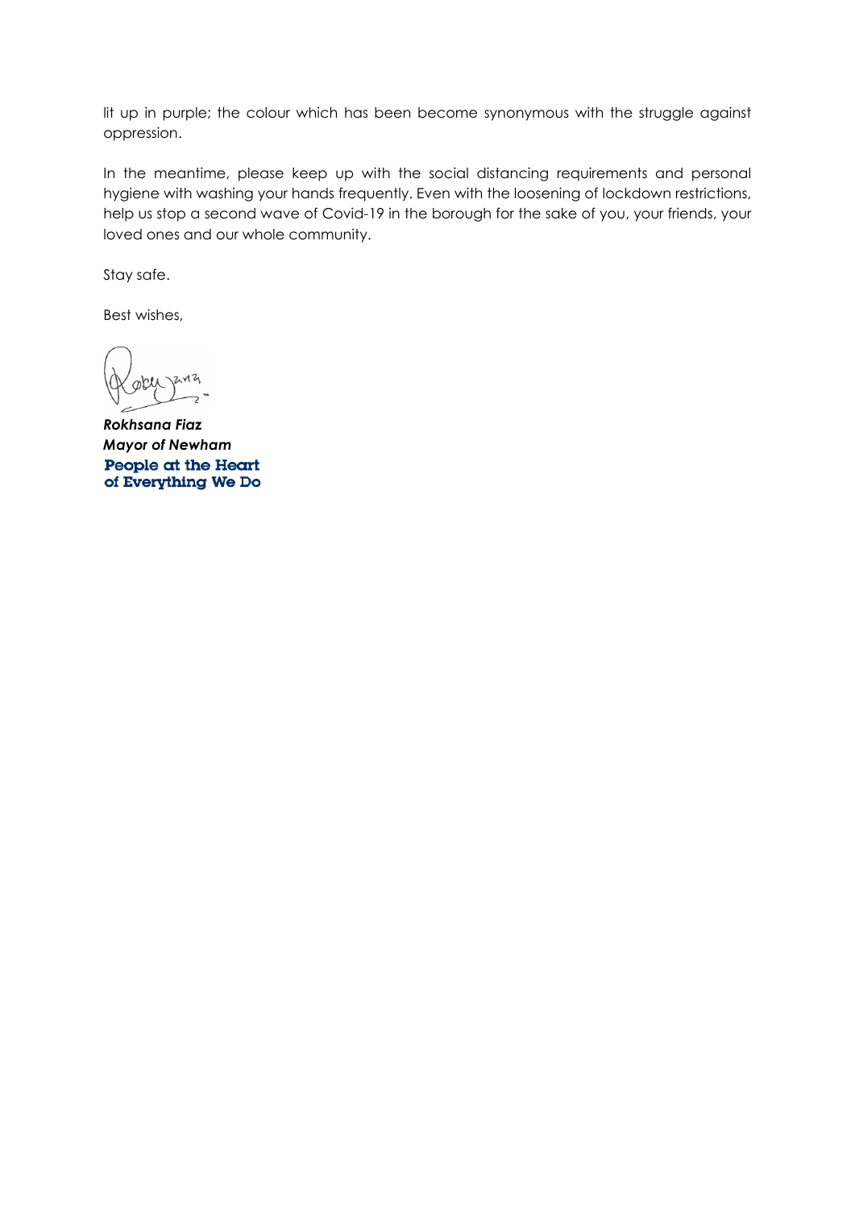lit up in purple; the colour which has been become synonymous with the struggle against oppression.

In the meantime, please keep up with the social distancing requirements and personal hygiene with washing your hands frequently. Even with the loosening of lockdown restrictions, help us stop a second wave of Covid-19 in the borough for the sake of you, your friends, your loved ones and our whole community.

Stay safe.

Best wishes,

***Rokhsana Fiaz***
***Mayor of Newham***
**People at the Heart of Everything We Do**